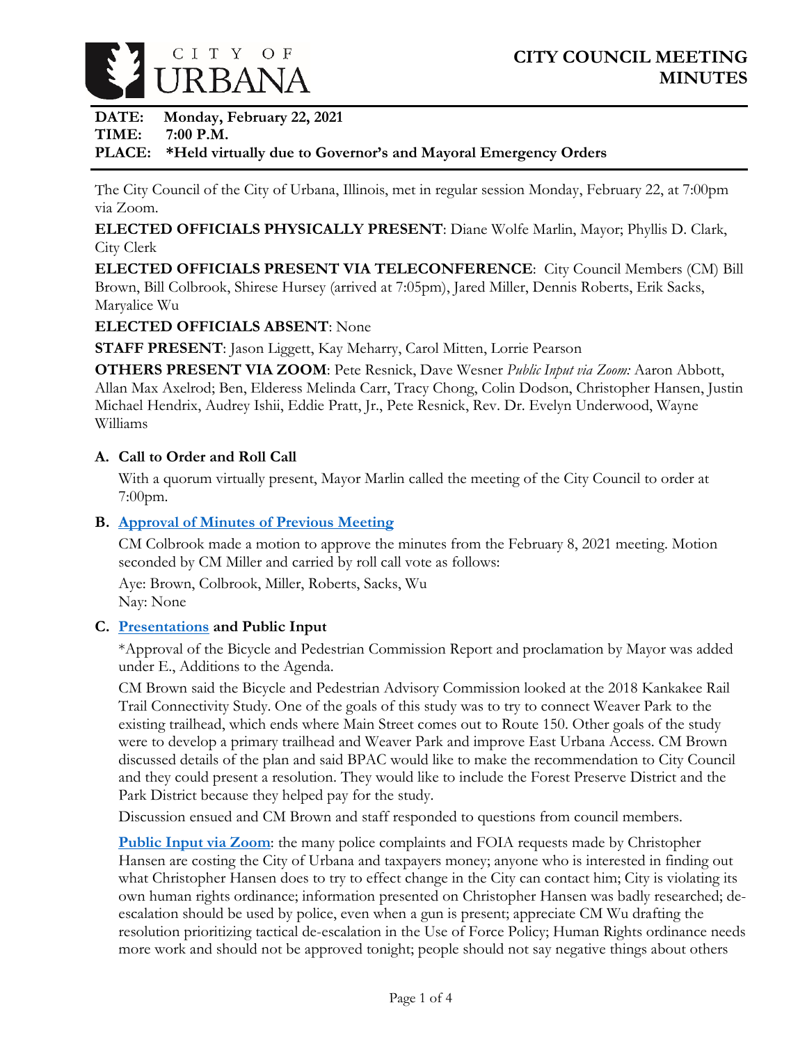# CITY OF URBANA

## CITY COUNCIL MEETING MINUTES

**DATE:** Monday, February 22, 2021
**TIME:** 7:00 P.M.
**PLACE:** *Held virtually due to Governor's and Mayoral Emergency Orders

The City Council of the City of Urbana, Illinois, met in regular session Monday, February 22, at 7:00pm via Zoom.

**ELECTED OFFICIALS PHYSICALLY PRESENT**: Diane Wolfe Marlin, Mayor; Phyllis D. Clark, City Clerk

**ELECTED OFFICIALS PRESENT VIA TELECONFERENCE**: City Council Members (CM) Bill Brown, Bill Colbrook, Shirese Hursey (arrived at 7:05pm), Jared Miller, Dennis Roberts, Erik Sacks, Maryalice Wu

**ELECTED OFFICIALS ABSENT**: None

**STAFF PRESENT**: Jason Liggett, Kay Meharry, Carol Mitten, Lorrie Pearson

**OTHERS PRESENT VIA ZOOM**: Pete Resnick, Dave Wesner *Public Input via Zoom:* Aaron Abbott, Allan Max Axelrod; Ben, Elderess Melinda Carr, Tracy Chong, Colin Dodson, Christopher Hansen, Justin Michael Hendrix, Audrey Ishii, Eddie Pratt, Jr., Pete Resnick, Rev. Dr. Evelyn Underwood, Wayne Williams

### A. Call to Order and Roll Call

With a quorum virtually present, Mayor Marlin called the meeting of the City Council to order at 7:00pm.

### B. Approval of Minutes of Previous Meeting

CM Colbrook made a motion to approve the minutes from the February 8, 2021 meeting. Motion seconded by CM Miller and carried by roll call vote as follows:

Aye: Brown, Colbrook, Miller, Roberts, Sacks, Wu
Nay: None

### C. Presentations and Public Input

*Approval of the Bicycle and Pedestrian Commission Report and proclamation by Mayor was added under E., Additions to the Agenda.

CM Brown said the Bicycle and Pedestrian Advisory Commission looked at the 2018 Kankakee Rail Trail Connectivity Study. One of the goals of this study was to try to connect Weaver Park to the existing trailhead, which ends where Main Street comes out to Route 150. Other goals of the study were to develop a primary trailhead and Weaver Park and improve East Urbana Access. CM Brown discussed details of the plan and said BPAC would like to make the recommendation to City Council and they could present a resolution. They would like to include the Forest Preserve District and the Park District because they helped pay for the study.

Discussion ensued and CM Brown and staff responded to questions from council members.

**Public Input via Zoom**: the many police complaints and FOIA requests made by Christopher Hansen are costing the City of Urbana and taxpayers money; anyone who is interested in finding out what Christopher Hansen does to try to effect change in the City can contact him; City is violating its own human rights ordinance; information presented on Christopher Hansen was badly researched; de-escalation should be used by police, even when a gun is present; appreciate CM Wu drafting the resolution prioritizing tactical de-escalation in the Use of Force Policy; Human Rights ordinance needs more work and should not be approved tonight; people should not say negative things about others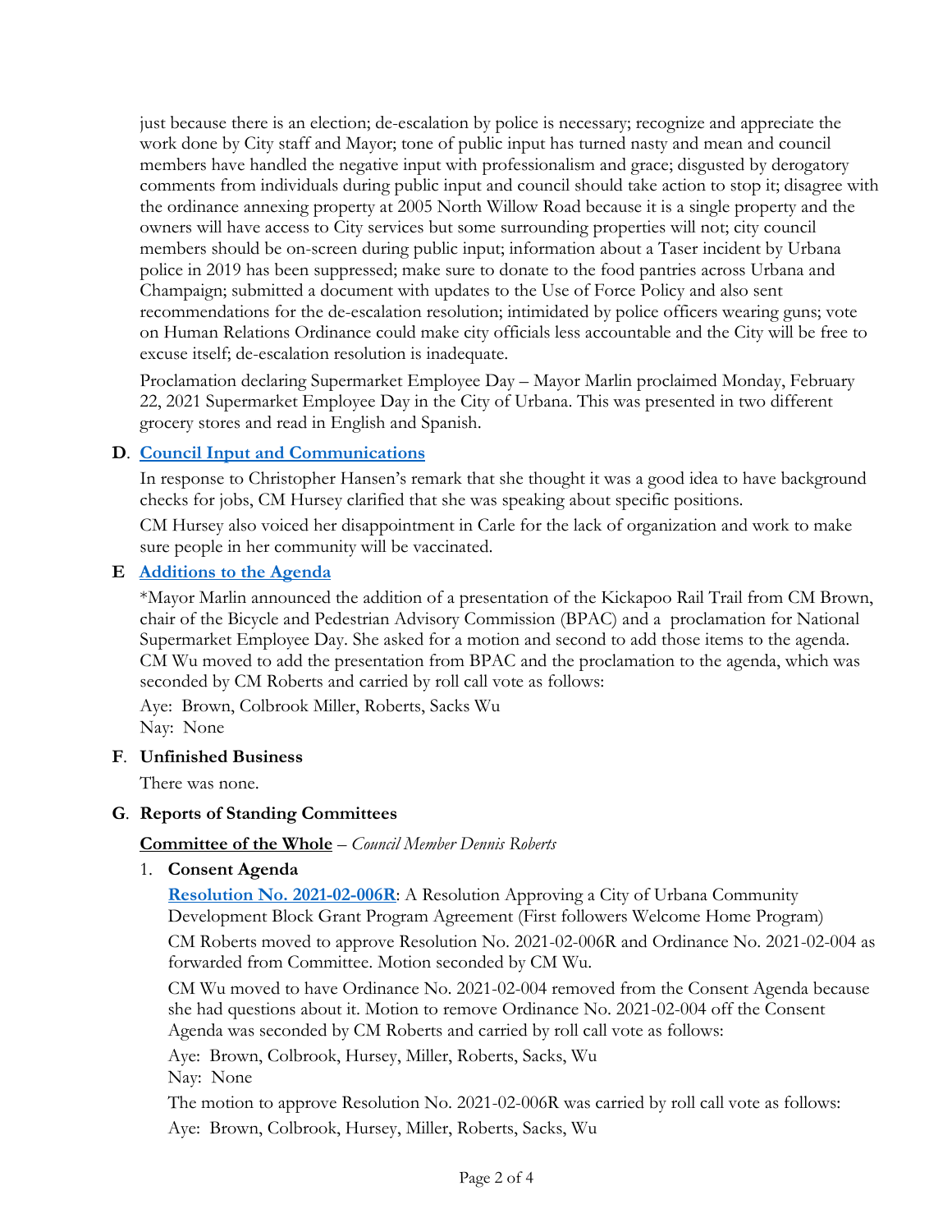just because there is an election; de-escalation by police is necessary; recognize and appreciate the work done by City staff and Mayor; tone of public input has turned nasty and mean and council members have handled the negative input with professionalism and grace; disgusted by derogatory comments from individuals during public input and council should take action to stop it; disagree with the ordinance annexing property at 2005 North Willow Road because it is a single property and the owners will have access to City services but some surrounding properties will not; city council members should be on-screen during public input; information about a Taser incident by Urbana police in 2019 has been suppressed; make sure to donate to the food pantries across Urbana and Champaign; submitted a document with updates to the Use of Force Policy and also sent recommendations for the de-escalation resolution; intimidated by police officers wearing guns; vote on Human Relations Ordinance could make city officials less accountable and the City will be free to excuse itself; de-escalation resolution is inadequate.

Proclamation declaring Supermarket Employee Day – Mayor Marlin proclaimed Monday, February 22, 2021 Supermarket Employee Day in the City of Urbana. This was presented in two different grocery stores and read in English and Spanish.

**D**. **Council Input and Communications**

In response to Christopher Hansen's remark that she thought it was a good idea to have background checks for jobs, CM Hursey clarified that she was speaking about specific positions.

CM Hursey also voiced her disappointment in Carle for the lack of organization and work to make sure people in her community will be vaccinated.

**E** **Additions to the Agenda**

*Mayor Marlin announced the addition of a presentation of the Kickapoo Rail Trail from CM Brown, chair of the Bicycle and Pedestrian Advisory Commission (BPAC) and a proclamation for National Supermarket Employee Day. She asked for a motion and second to add those items to the agenda. CM Wu moved to add the presentation from BPAC and the proclamation to the agenda, which was seconded by CM Roberts and carried by roll call vote as follows:

Aye: Brown, Colbrook Miller, Roberts, Sacks Wu
Nay: None

**F**. **Unfinished Business**

There was none.

**G**. **Reports of Standing Committees**

**Committee of the Whole** – *Council Member Dennis Roberts*

1. **Consent Agenda**

   **Resolution No. 2021-02-006R**: A Resolution Approving a City of Urbana Community Development Block Grant Program Agreement (First followers Welcome Home Program)

   CM Roberts moved to approve Resolution No. 2021-02-006R and Ordinance No. 2021-02-004 as forwarded from Committee. Motion seconded by CM Wu.

   CM Wu moved to have Ordinance No. 2021-02-004 removed from the Consent Agenda because she had questions about it. Motion to remove Ordinance No. 2021-02-004 off the Consent Agenda was seconded by CM Roberts and carried by roll call vote as follows:

   Aye: Brown, Colbrook, Hursey, Miller, Roberts, Sacks, Wu
   Nay: None

   The motion to approve Resolution No. 2021-02-006R was carried by roll call vote as follows:

   Aye: Brown, Colbrook, Hursey, Miller, Roberts, Sacks, Wu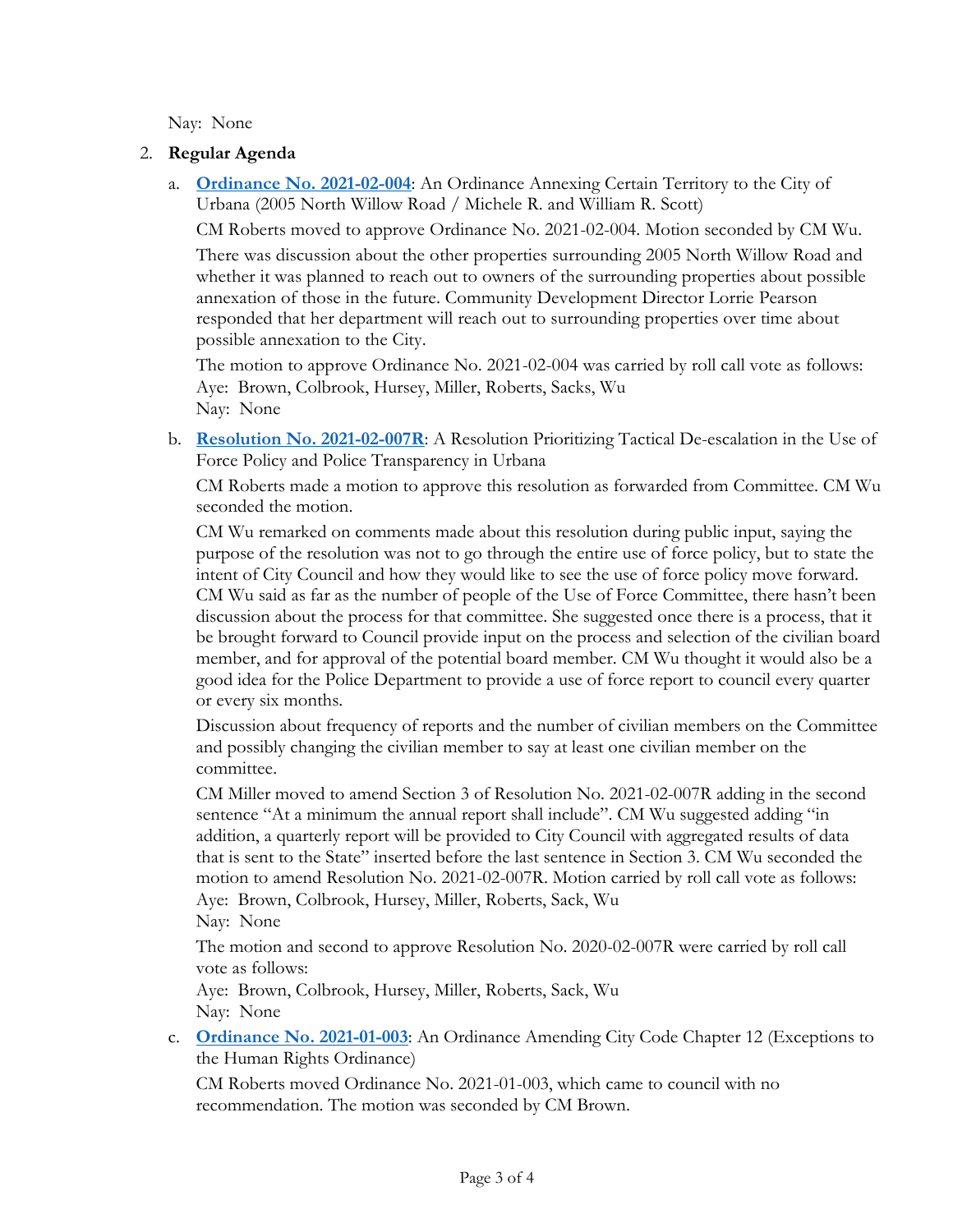Nay: None

2. **Regular Agenda**

   a. **[Ordinance No. 2021-02-004](#)**: An Ordinance Annexing Certain Territory to the City of Urbana (2005 North Willow Road / Michele R. and William R. Scott)

      CM Roberts moved to approve Ordinance No. 2021-02-004. Motion seconded by CM Wu.

      There was discussion about the other properties surrounding 2005 North Willow Road and whether it was planned to reach out to owners of the surrounding properties about possible annexation of those in the future. Community Development Director Lorrie Pearson responded that her department will reach out to surrounding properties over time about possible annexation to the City.

      The motion to approve Ordinance No. 2021-02-004 was carried by roll call vote as follows:
      Aye: Brown, Colbrook, Hursey, Miller, Roberts, Sacks, Wu
      Nay: None

   b. **[Resolution No. 2021-02-007R](#)**: A Resolution Prioritizing Tactical De-escalation in the Use of Force Policy and Police Transparency in Urbana

      CM Roberts made a motion to approve this resolution as forwarded from Committee. CM Wu seconded the motion.

      CM Wu remarked on comments made about this resolution during public input, saying the purpose of the resolution was not to go through the entire use of force policy, but to state the intent of City Council and how they would like to see the use of force policy move forward. CM Wu said as far as the number of people of the Use of Force Committee, there hasn't been discussion about the process for that committee. She suggested once there is a process, that it be brought forward to Council provide input on the process and selection of the civilian board member, and for approval of the potential board member. CM Wu thought it would also be a good idea for the Police Department to provide a use of force report to council every quarter or every six months.

      Discussion about frequency of reports and the number of civilian members on the Committee and possibly changing the civilian member to say at least one civilian member on the committee.

      CM Miller moved to amend Section 3 of Resolution No. 2021-02-007R adding in the second sentence "At a minimum the annual report shall include". CM Wu suggested adding "in addition, a quarterly report will be provided to City Council with aggregated results of data that is sent to the State" inserted before the last sentence in Section 3. CM Wu seconded the motion to amend Resolution No. 2021-02-007R. Motion carried by roll call vote as follows:
      Aye: Brown, Colbrook, Hursey, Miller, Roberts, Sack, Wu
      Nay: None

      The motion and second to approve Resolution No. 2020-02-007R were carried by roll call vote as follows:
      Aye: Brown, Colbrook, Hursey, Miller, Roberts, Sack, Wu
      Nay: None

   c. **[Ordinance No. 2021-01-003](#)**: An Ordinance Amending City Code Chapter 12 (Exceptions to the Human Rights Ordinance)

      CM Roberts moved Ordinance No. 2021-01-003, which came to council with no recommendation. The motion was seconded by CM Brown.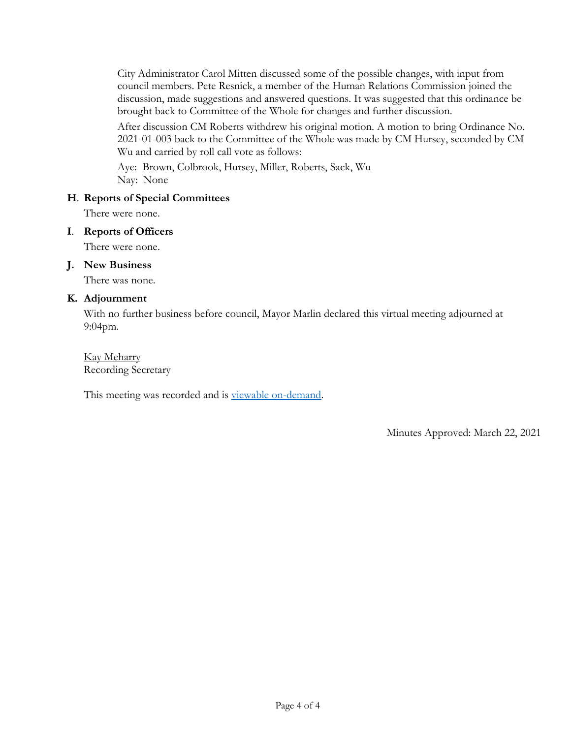City Administrator Carol Mitten discussed some of the possible changes, with input from council members. Pete Resnick, a member of the Human Relations Commission joined the discussion, made suggestions and answered questions. It was suggested that this ordinance be brought back to Committee of the Whole for changes and further discussion.

After discussion CM Roberts withdrew his original motion. A motion to bring Ordinance No. 2021-01-003 back to the Committee of the Whole was made by CM Hursey, seconded by CM Wu and carried by roll call vote as follows:

Aye: Brown, Colbrook, Hursey, Miller, Roberts, Sack, Wu
Nay: None

**H. Reports of Special Committees**

There were none.

**I. Reports of Officers**

There were none.

**J. New Business**

There was none.

**K. Adjournment**

With no further business before council, Mayor Marlin declared this virtual meeting adjourned at 9:04pm.

Kay Meharry
Recording Secretary

This meeting was recorded and is viewable on-demand.

Minutes Approved: March 22, 2021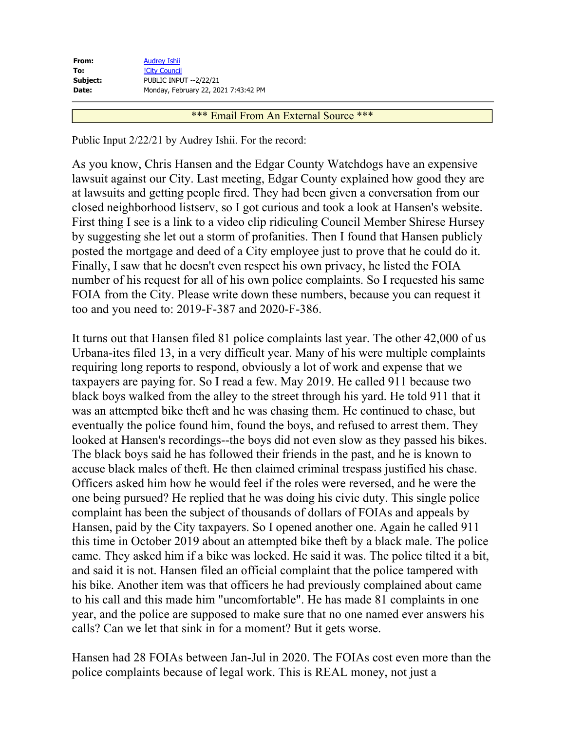**From:** Audrey Ishii
**To:** !City Council
**Subject:** PUBLIC INPUT --2/22/21
**Date:** Monday, February 22, 2021 7:43:42 PM

*** Email From An External Source ***

Public Input 2/22/21 by Audrey Ishii. For the record:

As you know, Chris Hansen and the Edgar County Watchdogs have an expensive lawsuit against our City. Last meeting, Edgar County explained how good they are at lawsuits and getting people fired. They had been given a conversation from our closed neighborhood listserv, so I got curious and took a look at Hansen's website. First thing I see is a link to a video clip ridiculing Council Member Shirese Hursey by suggesting she let out a storm of profanities. Then I found that Hansen publicly posted the mortgage and deed of a City employee just to prove that he could do it. Finally, I saw that he doesn't even respect his own privacy, he listed the FOIA number of his request for all of his own police complaints. So I requested his same FOIA from the City. Please write down these numbers, because you can request it too and you need to: 2019-F-387 and 2020-F-386.

It turns out that Hansen filed 81 police complaints last year. The other 42,000 of us Urbana-ites filed 13, in a very difficult year. Many of his were multiple complaints requiring long reports to respond, obviously a lot of work and expense that we taxpayers are paying for. So I read a few. May 2019. He called 911 because two black boys walked from the alley to the street through his yard. He told 911 that it was an attempted bike theft and he was chasing them. He continued to chase, but eventually the police found him, found the boys, and refused to arrest them. They looked at Hansen's recordings--the boys did not even slow as they passed his bikes. The black boys said he has followed their friends in the past, and he is known to accuse black males of theft. He then claimed criminal trespass justified his chase. Officers asked him how he would feel if the roles were reversed, and he were the one being pursued? He replied that he was doing his civic duty. This single police complaint has been the subject of thousands of dollars of FOIAs and appeals by Hansen, paid by the City taxpayers. So I opened another one. Again he called 911 this time in October 2019 about an attempted bike theft by a black male. The police came. They asked him if a bike was locked. He said it was. The police tilted it a bit, and said it is not. Hansen filed an official complaint that the police tampered with his bike. Another item was that officers he had previously complained about came to his call and this made him "uncomfortable". He has made 81 complaints in one year, and the police are supposed to make sure that no one named ever answers his calls? Can we let that sink in for a moment? But it gets worse.

Hansen had 28 FOIAs between Jan-Jul in 2020. The FOIAs cost even more than the police complaints because of legal work. This is REAL money, not just a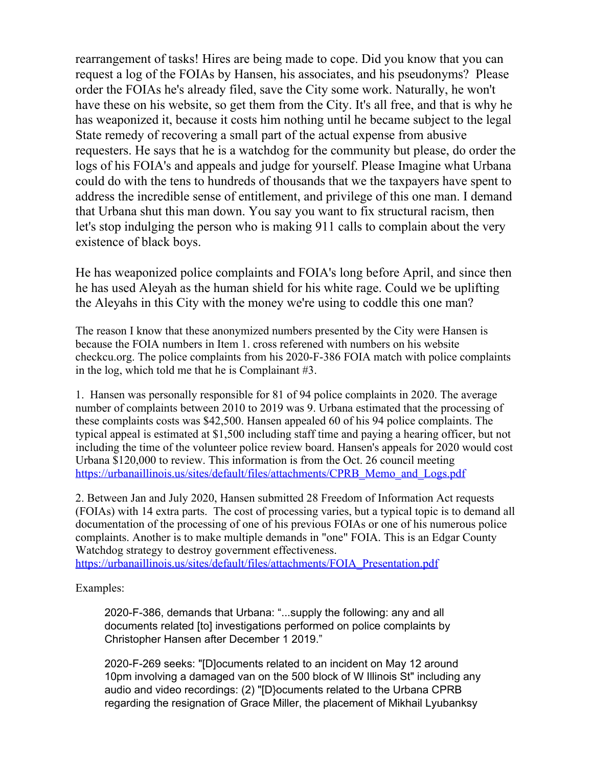rearrangement of tasks! Hires are being made to cope. Did you know that you can request a log of the FOIAs by Hansen, his associates, and his pseudonyms? Please order the FOIAs he's already filed, save the City some work. Naturally, he won't have these on his website, so get them from the City. It's all free, and that is why he has weaponized it, because it costs him nothing until he became subject to the legal State remedy of recovering a small part of the actual expense from abusive requesters. He says that he is a watchdog for the community but please, do order the logs of his FOIA's and appeals and judge for yourself. Please Imagine what Urbana could do with the tens to hundreds of thousands that we the taxpayers have spent to address the incredible sense of entitlement, and privilege of this one man. I demand that Urbana shut this man down. You say you want to fix structural racism, then let's stop indulging the person who is making 911 calls to complain about the very existence of black boys.

He has weaponized police complaints and FOIA's long before April, and since then he has used Aleyah as the human shield for his white rage. Could we be uplifting the Aleyahs in this City with the money we're using to coddle this one man?

The reason I know that these anonymized numbers presented by the City were Hansen is because the FOIA numbers in Item 1. cross referened with numbers on his website checkcu.org. The police complaints from his 2020-F-386 FOIA match with police complaints in the log, which told me that he is Complainant #3.

1. Hansen was personally responsible for 81 of 94 police complaints in 2020. The average number of complaints between 2010 to 2019 was 9. Urbana estimated that the processing of these complaints costs was $42,500. Hansen appealed 60 of his 94 police complaints. The typical appeal is estimated at $1,500 including staff time and paying a hearing officer, but not including the time of the volunteer police review board. Hansen's appeals for 2020 would cost Urbana $120,000 to review. This information is from the Oct. 26 council meeting https://urbanaillinois.us/sites/default/files/attachments/CPRB_Memo_and_Logs.pdf

2. Between Jan and July 2020, Hansen submitted 28 Freedom of Information Act requests (FOIAs) with 14 extra parts. The cost of processing varies, but a typical topic is to demand all documentation of the processing of one of his previous FOIAs or one of his numerous police complaints. Another is to make multiple demands in "one" FOIA. This is an Edgar County Watchdog strategy to destroy government effectiveness. https://urbanaillinois.us/sites/default/files/attachments/FOIA_Presentation.pdf

Examples:

> 2020-F-386, demands that Urbana: "...supply the following: any and all documents related [to] investigations performed on police complaints by Christopher Hansen after December 1 2019."
>
> 2020-F-269 seeks: "[D]ocuments related to an incident on May 12 around 10pm involving a damaged van on the 500 block of W Illinois St" including any audio and video recordings: (2) "[D}ocuments related to the Urbana CPRB regarding the resignation of Grace Miller, the placement of Mikhail Lyubanksy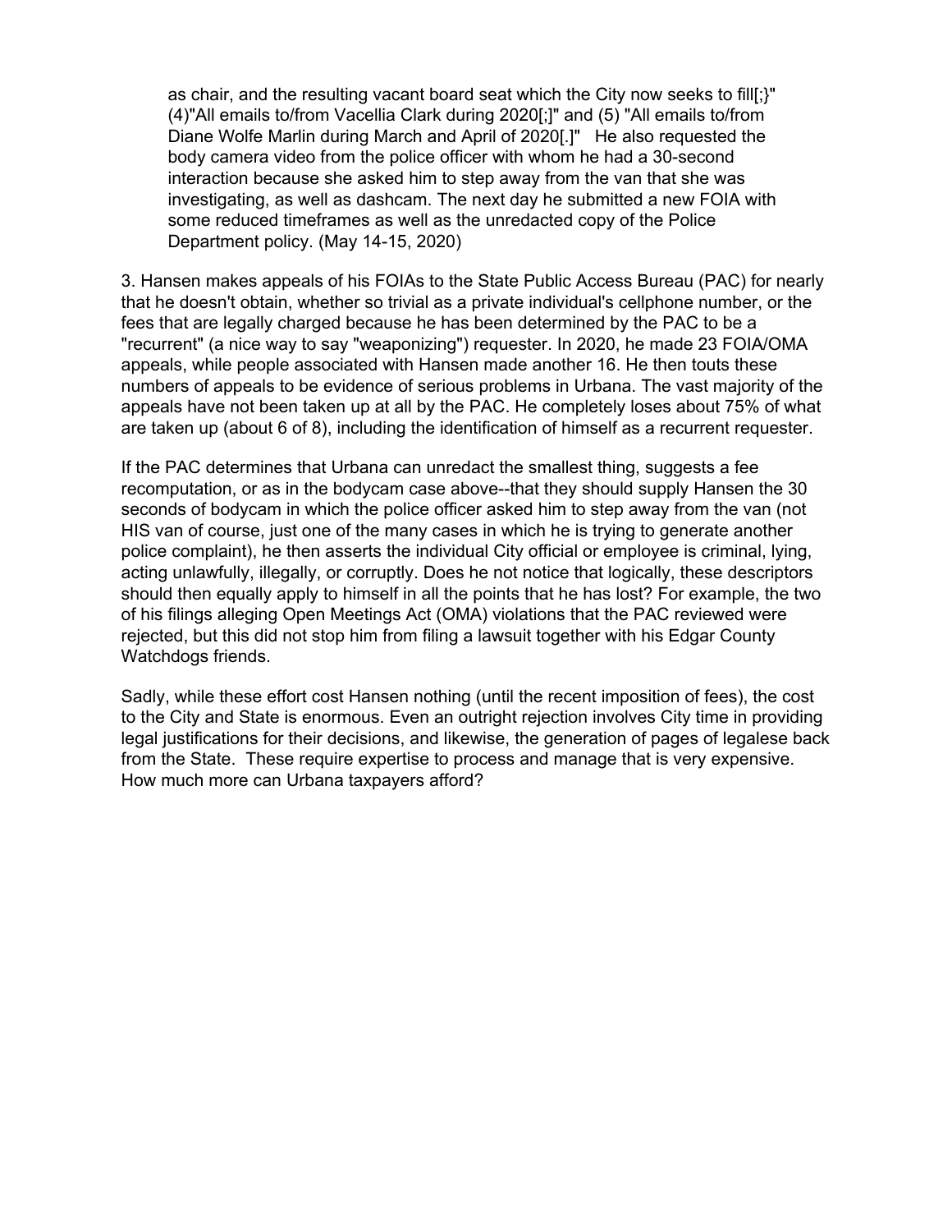as chair, and the resulting vacant board seat which the City now seeks to fill[;}" (4)"All emails to/from Vacellia Clark during 2020[;]" and (5) "All emails to/from Diane Wolfe Marlin during March and April of 2020[.]" He also requested the body camera video from the police officer with whom he had a 30-second interaction because she asked him to step away from the van that she was investigating, as well as dashcam. The next day he submitted a new FOIA with some reduced timeframes as well as the unredacted copy of the Police Department policy. (May 14-15, 2020)

3. Hansen makes appeals of his FOIAs to the State Public Access Bureau (PAC) for nearly that he doesn't obtain, whether so trivial as a private individual's cellphone number, or the fees that are legally charged because he has been determined by the PAC to be a "recurrent" (a nice way to say "weaponizing") requester. In 2020, he made 23 FOIA/OMA appeals, while people associated with Hansen made another 16. He then touts these numbers of appeals to be evidence of serious problems in Urbana. The vast majority of the appeals have not been taken up at all by the PAC. He completely loses about 75% of what are taken up (about 6 of 8), including the identification of himself as a recurrent requester.

If the PAC determines that Urbana can unredact the smallest thing, suggests a fee recomputation, or as in the bodycam case above--that they should supply Hansen the 30 seconds of bodycam in which the police officer asked him to step away from the van (not HIS van of course, just one of the many cases in which he is trying to generate another police complaint), he then asserts the individual City official or employee is criminal, lying, acting unlawfully, illegally, or corruptly. Does he not notice that logically, these descriptors should then equally apply to himself in all the points that he has lost? For example, the two of his filings alleging Open Meetings Act (OMA) violations that the PAC reviewed were rejected, but this did not stop him from filing a lawsuit together with his Edgar County Watchdogs friends.

Sadly, while these effort cost Hansen nothing (until the recent imposition of fees), the cost to the City and State is enormous. Even an outright rejection involves City time in providing legal justifications for their decisions, and likewise, the generation of pages of legalese back from the State. These require expertise to process and manage that is very expensive. How much more can Urbana taxpayers afford?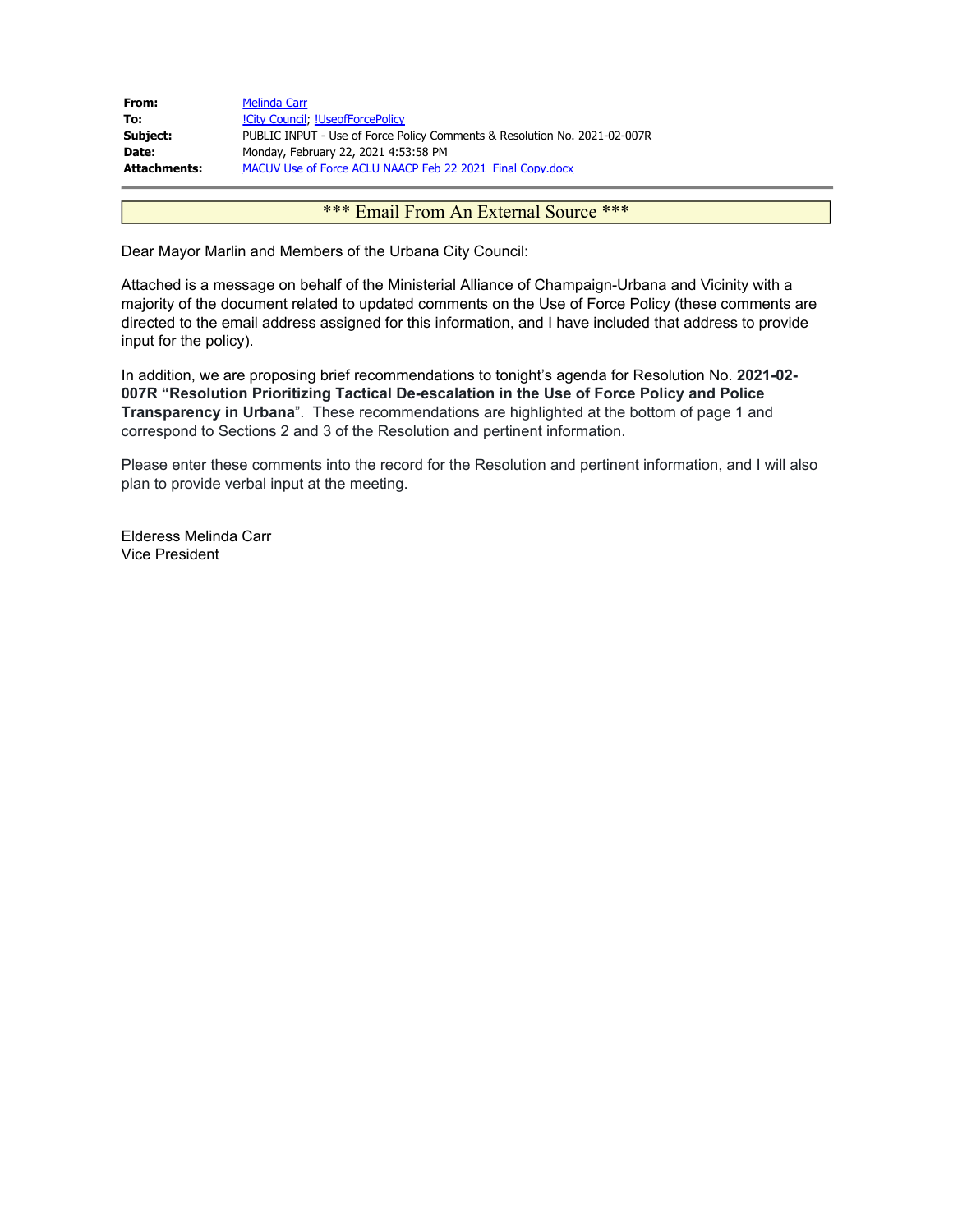| | |
|---|---|
| **From:** | Melinda Carr |
| **To:** | !City Council; !UseofForcePolicy |
| **Subject:** | PUBLIC INPUT - Use of Force Policy Comments & Resolution No. 2021-02-007R |
| **Date:** | Monday, February 22, 2021 4:53:58 PM |
| **Attachments:** | MACUV Use of Force ACLU NAACP Feb 22 2021 Final Copy.docx |

\*\*\* Email From An External Source \*\*\*

Dear Mayor Marlin and Members of the Urbana City Council:

Attached is a message on behalf of the Ministerial Alliance of Champaign-Urbana and Vicinity with a majority of the document related to updated comments on the Use of Force Policy (these comments are directed to the email address assigned for this information, and I have included that address to provide input for the policy).

In addition, we are proposing brief recommendations to tonight's agenda for Resolution No. **2021-02-007R "Resolution Prioritizing Tactical De-escalation in the Use of Force Policy and Police Transparency in Urbana**". These recommendations are highlighted at the bottom of page 1 and correspond to Sections 2 and 3 of the Resolution and pertinent information.

Please enter these comments into the record for the Resolution and pertinent information, and I will also plan to provide verbal input at the meeting.

Elderess Melinda Carr
Vice President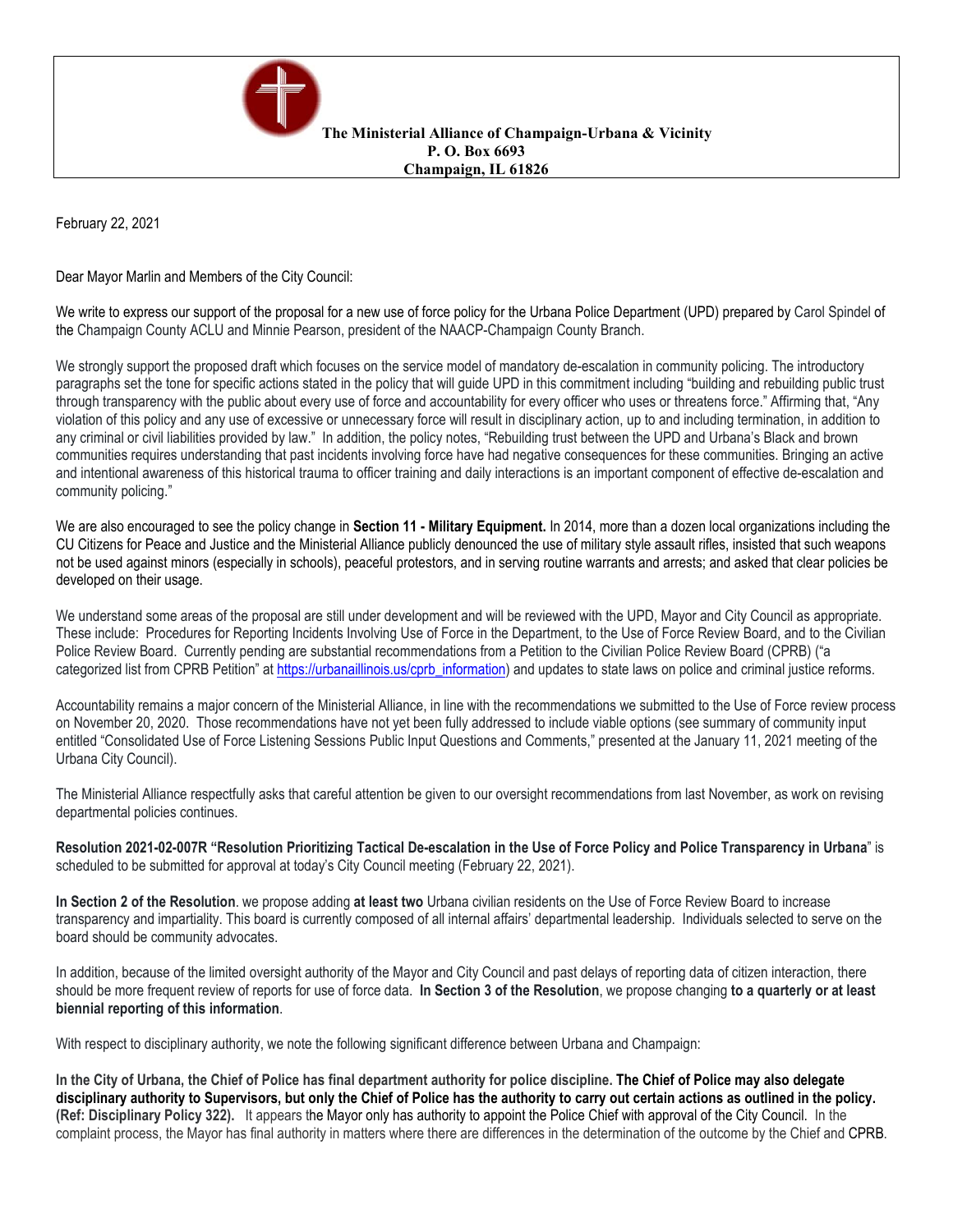**The Ministerial Alliance of Champaign-Urbana & Vicinity**
**P. O. Box 6693**
**Champaign, IL 61826**

February 22, 2021

Dear Mayor Marlin and Members of the City Council:

We write to express our support of the proposal for a new use of force policy for the Urbana Police Department (UPD) prepared by Carol Spindel of the Champaign County ACLU and Minnie Pearson, president of the NAACP-Champaign County Branch.

We strongly support the proposed draft which focuses on the service model of mandatory de-escalation in community policing. The introductory paragraphs set the tone for specific actions stated in the policy that will guide UPD in this commitment including "building and rebuilding public trust through transparency with the public about every use of force and accountability for every officer who uses or threatens force." Affirming that, "Any violation of this policy and any use of excessive or unnecessary force will result in disciplinary action, up to and including termination, in addition to any criminal or civil liabilities provided by law." In addition, the policy notes, "Rebuilding trust between the UPD and Urbana's Black and brown communities requires understanding that past incidents involving force have had negative consequences for these communities. Bringing an active and intentional awareness of this historical trauma to officer training and daily interactions is an important component of effective de-escalation and community policing."

We are also encouraged to see the policy change in **Section 11 - Military Equipment.** In 2014, more than a dozen local organizations including the CU Citizens for Peace and Justice and the Ministerial Alliance publicly denounced the use of military style assault rifles, insisted that such weapons not be used against minors (especially in schools), peaceful protestors, and in serving routine warrants and arrests; and asked that clear policies be developed on their usage.

We understand some areas of the proposal are still under development and will be reviewed with the UPD, Mayor and City Council as appropriate. These include: Procedures for Reporting Incidents Involving Use of Force in the Department, to the Use of Force Review Board, and to the Civilian Police Review Board. Currently pending are substantial recommendations from a Petition to the Civilian Police Review Board (CPRB) ("a categorized list from CPRB Petition" at https://urbanaillinois.us/cprb_information) and updates to state laws on police and criminal justice reforms.

Accountability remains a major concern of the Ministerial Alliance, in line with the recommendations we submitted to the Use of Force review process on November 20, 2020. Those recommendations have not yet been fully addressed to include viable options (see summary of community input entitled "Consolidated Use of Force Listening Sessions Public Input Questions and Comments," presented at the January 11, 2021 meeting of the Urbana City Council).

The Ministerial Alliance respectfully asks that careful attention be given to our oversight recommendations from last November, as work on revising departmental policies continues.

**Resolution 2021-02-007R "Resolution Prioritizing Tactical De-escalation in the Use of Force Policy and Police Transparency in Urbana**" is scheduled to be submitted for approval at today's City Council meeting (February 22, 2021).

**In Section 2 of the Resolution**. we propose adding **at least two** Urbana civilian residents on the Use of Force Review Board to increase transparency and impartiality. This board is currently composed of all internal affairs' departmental leadership. Individuals selected to serve on the board should be community advocates.

In addition, because of the limited oversight authority of the Mayor and City Council and past delays of reporting data of citizen interaction, there should be more frequent review of reports for use of force data. **In Section 3 of the Resolution**, we propose changing **to a quarterly or at least biennial reporting of this information**.

With respect to disciplinary authority, we note the following significant difference between Urbana and Champaign:

**In the City of Urbana, the Chief of Police has final department authority for police discipline. The Chief of Police may also delegate disciplinary authority to Supervisors, but only the Chief of Police has the authority to carry out certain actions as outlined in the policy. (Ref: Disciplinary Policy 322).** It appears the Mayor only has authority to appoint the Police Chief with approval of the City Council. In the complaint process, the Mayor has final authority in matters where there are differences in the determination of the outcome by the Chief and CPRB.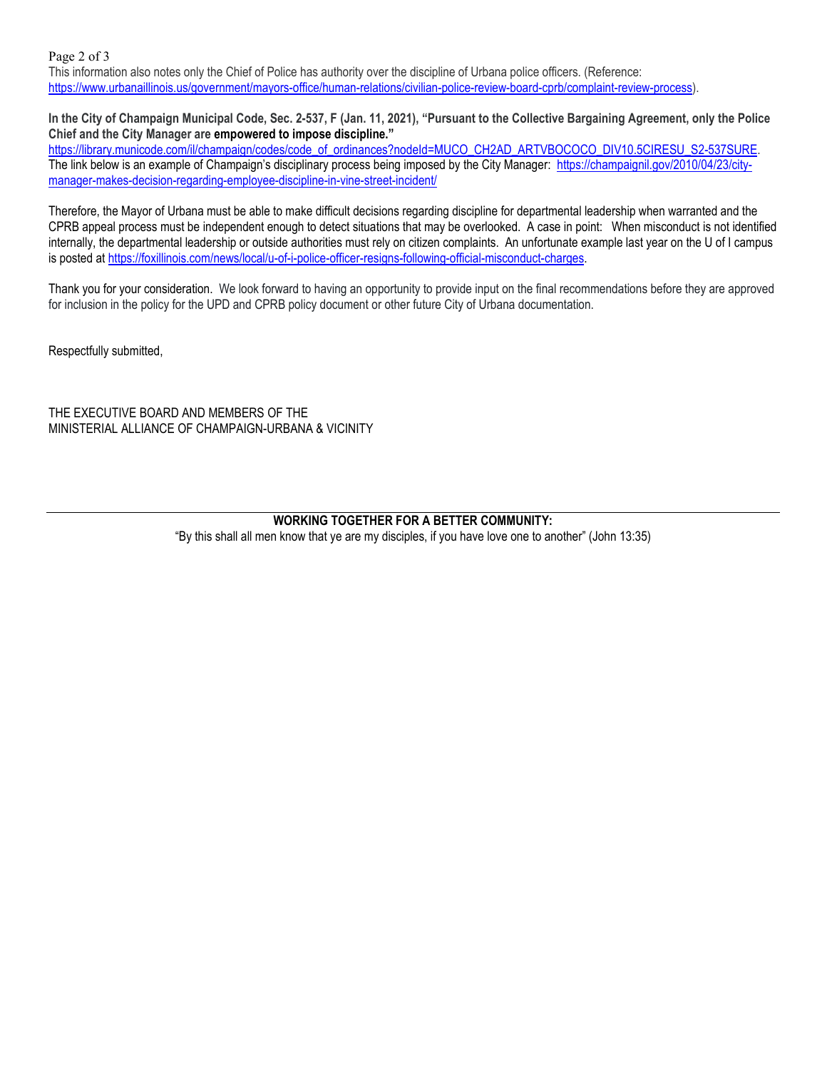This information also notes only the Chief of Police has authority over the discipline of Urbana police officers. (Reference: https://www.urbanaillinois.us/government/mayors-office/human-relations/civilian-police-review-board-cprb/complaint-review-process).

**In the City of Champaign Municipal Code, Sec. 2-537, F (Jan. 11, 2021), "Pursuant to the Collective Bargaining Agreement, only the Police Chief and the City Manager are empowered to impose discipline."** https://library.municode.com/il/champaign/codes/code_of_ordinances?nodeId=MUCO_CH2AD_ARTVBOCOCO_DIV10.5CIRESU_S2-537SURE. The link below is an example of Champaign's disciplinary process being imposed by the City Manager: https://champaignil.gov/2010/04/23/city-manager-makes-decision-regarding-employee-discipline-in-vine-street-incident/

Therefore, the Mayor of Urbana must be able to make difficult decisions regarding discipline for departmental leadership when warranted and the CPRB appeal process must be independent enough to detect situations that may be overlooked. A case in point: When misconduct is not identified internally, the departmental leadership or outside authorities must rely on citizen complaints. An unfortunate example last year on the U of I campus is posted at https://foxillinois.com/news/local/u-of-i-police-officer-resigns-following-official-misconduct-charges.

Thank you for your consideration. We look forward to having an opportunity to provide input on the final recommendations before they are approved for inclusion in the policy for the UPD and CPRB policy document or other future City of Urbana documentation.

Respectfully submitted,

THE EXECUTIVE BOARD AND MEMBERS OF THE
MINISTERIAL ALLIANCE OF CHAMPAIGN-URBANA & VICINITY

---

**WORKING TOGETHER FOR A BETTER COMMUNITY:**

"By this shall all men know that ye are my disciples, if you have love one to another" (John 13:35)